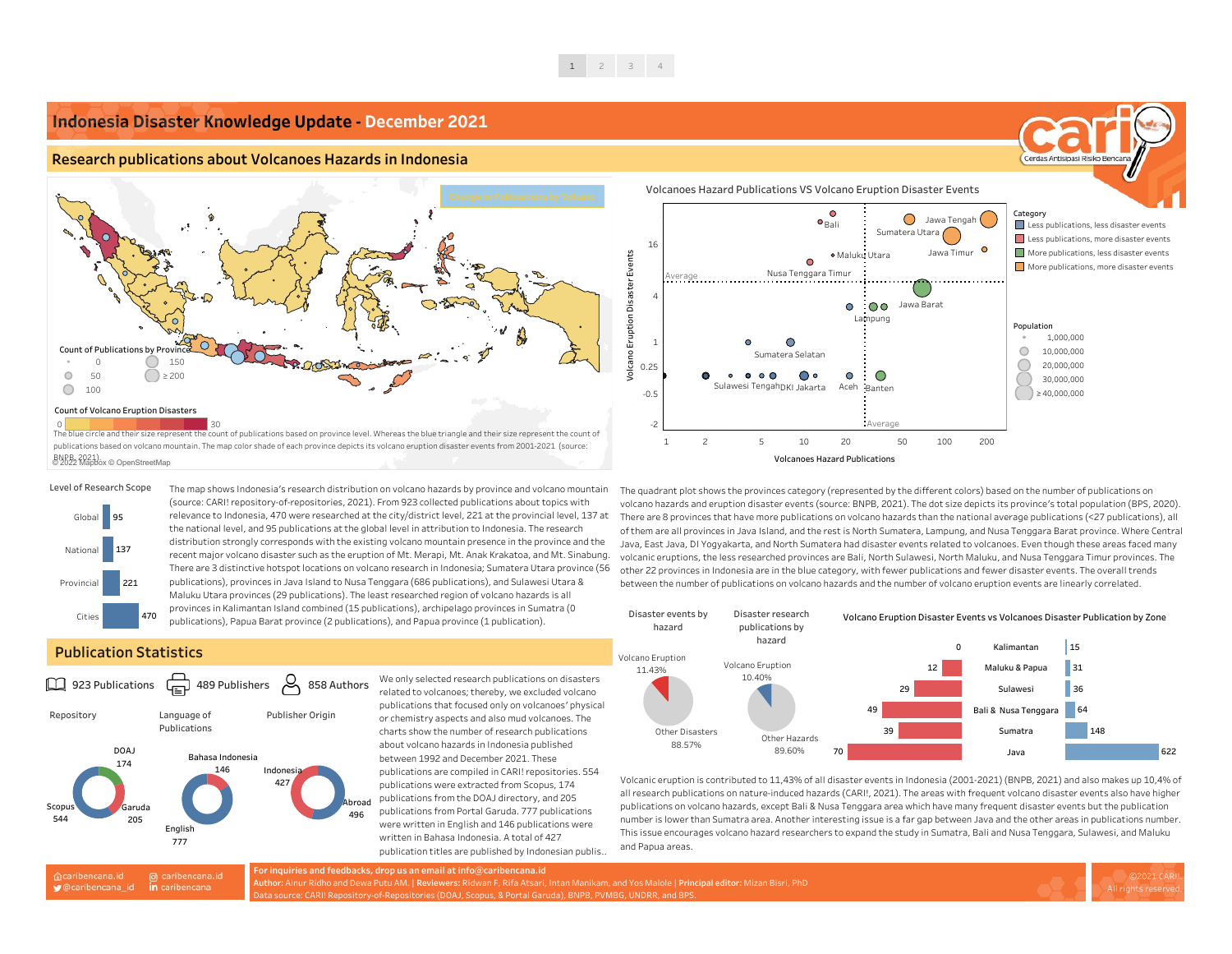# Indonesia Disaster Knowledge Update - December 2021

## Research publications about Volcanoes Hazards in Indonesia

Change to Publications by Volcano

Count of Publications by Province: 0, 50, 100, 150, ≥ 200

Count of Volcano Eruption Disasters: 0 – 30

The blue circle and their size represent the count of publications based on province level. Whereas the blue triangle and their size represent the count of publications based on volcano mountain. The map color shade of each province depicts its volcano eruption disaster events from 2001-2021 (source: BNPB, 2021).

© 2022 Mapbox © OpenStreetMap

### Volcanoes Hazard Publications VS Volcano Eruption Disaster Events

Category:
- Less publications, less disaster events
- Less publications, more disaster events
- More publications, less disaster events
- More publications, more disaster events

Population: 1,000,000; 10,000,000; 20,000,000; 30,000,000; ≥ 40,000,000

X axis: Volcanoes Hazard Publications. Y axis: Volcano Eruption Disaster Events.

Labelled provinces: Bali, Jawa Tengah, Sumatera Utara, Jawa Timur, Maluku Utara, Nusa Tenggara Timur, Jawa Barat, Lampung, Sumatera Selatan, Sulawesi Tengah, DKI Jakarta, Aceh, Banten

### Level of Research Scope

| Level | Publications |
|---|---|
| Global | 95 |
| National | 137 |
| Provincial | 221 |
| Cities | 470 |

The map shows Indonesia's research distribution on volcano hazards by province and volcano mountain (source: CARI! repository-of-repositories, 2021). From 923 collected publications about topics with relevance to Indonesia, 470 were researched at the city/district level, 221 at the provincial level, 137 at the national level, and 95 publications at the global level in attribution to Indonesia. The research distribution strongly corresponds with the existing volcano mountain presence in the province and the recent major volcano disaster such as the eruption of Mt. Merapi, Mt. Anak Krakatoa, and Mt. Sinabung. There are 3 distinctive hotspot locations on volcano research in Indonesia; Sumatera Utara province (56 publications), provinces in Java Island to Nusa Tenggara (686 publications), and Sulawesi Utara & Maluku Utara provinces (29 publications). The least researched region of volcano hazards is all provinces in Kalimantan Island combined (15 publications), archipelago provinces in Sumatra (0 publications), Papua Barat province (2 publications), and Papua province (1 publication).

The quadrant plot shows the provinces category (represented by the different colors) based on the number of publications on volcano hazards and eruption disaster events (source: BNPB, 2021). The dot size depicts its province's total population (BPS, 2020). There are 8 provinces that have more publications on volcano hazards than the national average publications (<27 publications), all of them are all provinces in Java Island, and the rest is North Sumatera, Lampung, and Nusa Tenggara Barat province. Where Central Java, East Java, DI Yogyakarta, and North Sumatera had disaster events related to volcanoes. Even though these areas faced many volcanic eruptions, the less researched provinces are Bali, North Sulawesi, North Maluku, and Nusa Tenggara Timur provinces. The other 22 provinces in Indonesia are in the blue category, with fewer publications and fewer disaster events. The overall trends between the number of publications on volcano hazards and the number of volcano eruption events are linearly correlated.

## Publication Statistics

923 Publications | 489 Publishers | 858 Authors

| Repository | | Language of Publications | | Publisher Origin | |
|---|---|---|---|---|---|
| Scopus | 544 | English | 777 | Abroad | 496 |
| Garuda | 205 | Bahasa Indonesia | 146 | Indonesia | 427 |
| DOAJ | 174 | | | | |

We only selected research publications on disasters related to volcanoes; thereby, we excluded volcano publications that focused only on volcanoes' physical or chemistry aspects and also mud volcanoes. The charts show the number of research publications about volcano hazards in Indonesia published between 1992 and December 2021. These publications are compiled in CARI! repositories. 554 publications were extracted from Scopus, 174 publications from the DOAJ directory, and 205 publications from Portal Garuda. 777 publications were written in English and 146 publications were written in Bahasa Indonesia. A total of 427 publication titles are published by Indonesian publis..

| Disaster events by hazard | Disaster research publications by hazard |
|---|---|
| Volcano Eruption 11.43% | Volcano Eruption 10.40% |
| Other Disasters 88.57% | Other Hazards 89.60% |

### Volcano Eruption Disaster Events vs Volcanoes Disaster Publication by Zone

| Zone | Disaster Events | Publications |
|---|---|---|
| Kalimantan | 0 | 15 |
| Maluku & Papua | 12 | 31 |
| Sulawesi | 29 | 36 |
| Bali & Nusa Tenggara | 49 | 64 |
| Sumatra | 39 | 148 |
| Java | 70 | 622 |

Volcanic eruption is contributed to 11,43% of all disaster events in Indonesia (2001-2021) (BNPB, 2021) and also makes up 10,4% of all research publications on nature-induced hazards (CARI!, 2021). The areas with frequent volcano disaster events also have higher publications on volcano hazards, except Bali & Nusa Tenggara area which have many frequent disaster events but the publication number is lower than Sumatra area. Another interesting issue is a far gap between Java and the other areas in publications number. This issue encourages volcano hazard researchers to expand the study in Sumatra, Bali and Nusa Tenggara, Sulawesi, and Maluku and Papua areas.

caribencana.id | @caribencana_id | caribencana | caribencana

For inquiries and feedbacks, drop us an email at info@caribencana.id

**Author:** Ainur Ridho and Dewa Putu AM. | **Reviewers:** Ridwan F, Rifa Atsari, Intan Manikam, and Yos Malole | **Principal editor:** Mizan Bisri, PhD

Data source: CARI! Repository-of-Repositories (DOAJ, Scopus, & Portal Garuda), BNPB, PVMBG, UNDRR, and BPS.

©2021 CARI! All rights reserved.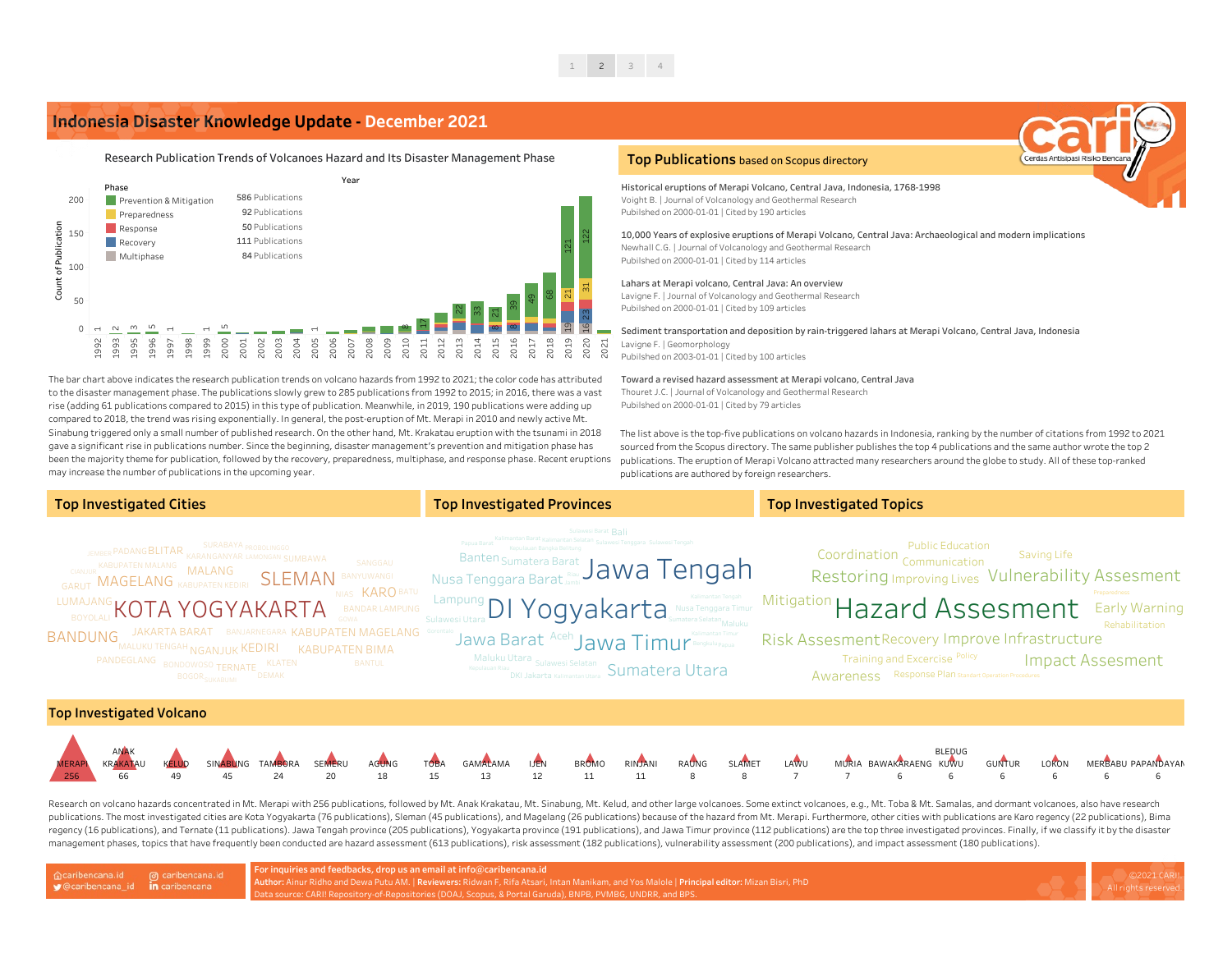# Indonesia Disaster Knowledge Update - December 2021

## Research Publication Trends of Volcanoes Hazard and Its Disaster Management Phase

| Phase | Publications |
|---|---|
| Prevention & Mitigation | 586 Publications |
| Preparedness | 92 Publications |
| Response | 50 Publications |
| Recovery | 111 Publications |
| Multiphase | 84 Publications |

The bar chart above indicates the research publication trends on volcano hazards from 1992 to 2021; the color code has attributed to the disaster management phase. The publications slowly grew to 285 publications from 1992 to 2015; in 2016, there was a vast rise (adding 61 publications compared to 2015) in this type of publication. Meanwhile, in 2019, 190 publications were adding up compared to 2018, the trend was rising exponentially. In general, the post-eruption of Mt. Merapi in 2010 and newly active Mt. Sinabung triggered only a small number of published research. On the other hand, Mt. Krakatau eruption with the tsunami in 2018 gave a significant rise in publications number. Since the beginning, disaster management's prevention and mitigation phase has been the majority theme for publication, followed by the recovery, preparedness, multiphase, and response phase. Recent eruptions may increase the number of publications in the upcoming year.

## Top Publications based on Scopus directory

**Historical eruptions of Merapi Volcano, Central Java, Indonesia, 1768-1998**
Voight B. | Journal of Volcanology and Geothermal Research
Published on 2000-01-01 | Cited by 190 articles

**10,000 Years of explosive eruptions of Merapi Volcano, Central Java: Archaeological and modern implications**
Newhall C.G. | Journal of Volcanology and Geothermal Research
Published on 2000-01-01 | Cited by 114 articles

**Lahars at Merapi volcano, Central Java: An overview**
Lavigne F. | Journal of Volcanology and Geothermal Research
Published on 2000-01-01 | Cited by 109 articles

**Sediment transportation and deposition by rain-triggered lahars at Merapi Volcano, Central Java, Indonesia**
Lavigne F. | Geomorphology
Published on 2003-01-01 | Cited by 100 articles

**Toward a revised hazard assessment at Merapi volcano, Central Java**
Thouret J.C. | Journal of Volcanology and Geothermal Research
Published on 2000-01-01 | Cited by 79 articles

The list above is the top-five publications on volcano hazards in Indonesia, ranking by the number of citations from 1992 to 2021 sourced from the Scopus directory. The same publisher publishes the top 4 publications and the same author wrote the top 2 publications. The eruption of Merapi Volcano attracted many researchers around the globe to study. All of these top-ranked publications are authored by foreign researchers.

## Top Investigated Cities

## Top Investigated Provinces

## Top Investigated Topics

## Top Investigated Volcano

| Volcano | Publications |
|---|---|
| MERAPI | 256 |
| ANAK KRAKATAU | 66 |
| KELUD | 49 |
| SINABUNG | 45 |
| TAMBORA | 24 |
| SEMERU | 20 |
| AGUNG | 18 |
| TOBA | 15 |
| GAMALAMA | 13 |
| IJEN | 12 |
| BROMO | 11 |
| RINJANI | 11 |
| RAUNG | 8 |
| SLAMET | 8 |
| LAWU | 7 |
| MURIA | 7 |
| BAWAKARAENG | 6 |
| BLEDUG KUWU | 6 |
| GUNTUR | 6 |
| LOKON | 6 |
| MERBABU | 6 |
| PAPANDAYAN | 6 |

Research on volcano hazards concentrated in Mt. Merapi with 256 publications, followed by Mt. Anak Krakatau, Mt. Sinabung, Mt. Kelud, and other large volcanoes. Some extinct volcanoes, e.g., Mt. Toba & Mt. Samalas, and dormant volcanoes, also have research publications. The most investigated cities are Kota Yogyakarta (76 publications), Sleman (45 publications), and Magelang (26 publications) because of the hazard from Mt. Merapi. Furthermore, other cities with publications are Karo regency (22 publications), Bima regency (16 publications), and Ternate (11 publications). Jawa Tengah province (205 publications), Yogyakarta province (191 publications), and Jawa Timur province (112 publications) are the top three investigated provinces. Finally, if we classify it by the disaster management phases, topics that have frequently been conducted are hazard assessment (613 publications), risk assessment (182 publications), vulnerability assessment (200 publications), and impact assessment (180 publications).

caribencana.id | @caribencana_id | caribencana

For inquiries and feedbacks, drop us an email at info@caribencana.id
**Author:** Ainur Ridho and Dewa Putu AM. | **Reviewers:** Ridwan F, Rifa Atsari, Intan Manikam, and Yos Malole | **Principal editor:** Mizan Bisri, PhD
Data source: CARI! Repository-of-Repositories (DOAJ, Scopus, & Portal Garuda), BNPB, PVMBG, UNDRR, and BPS.

©2021 CARI! All rights reserved.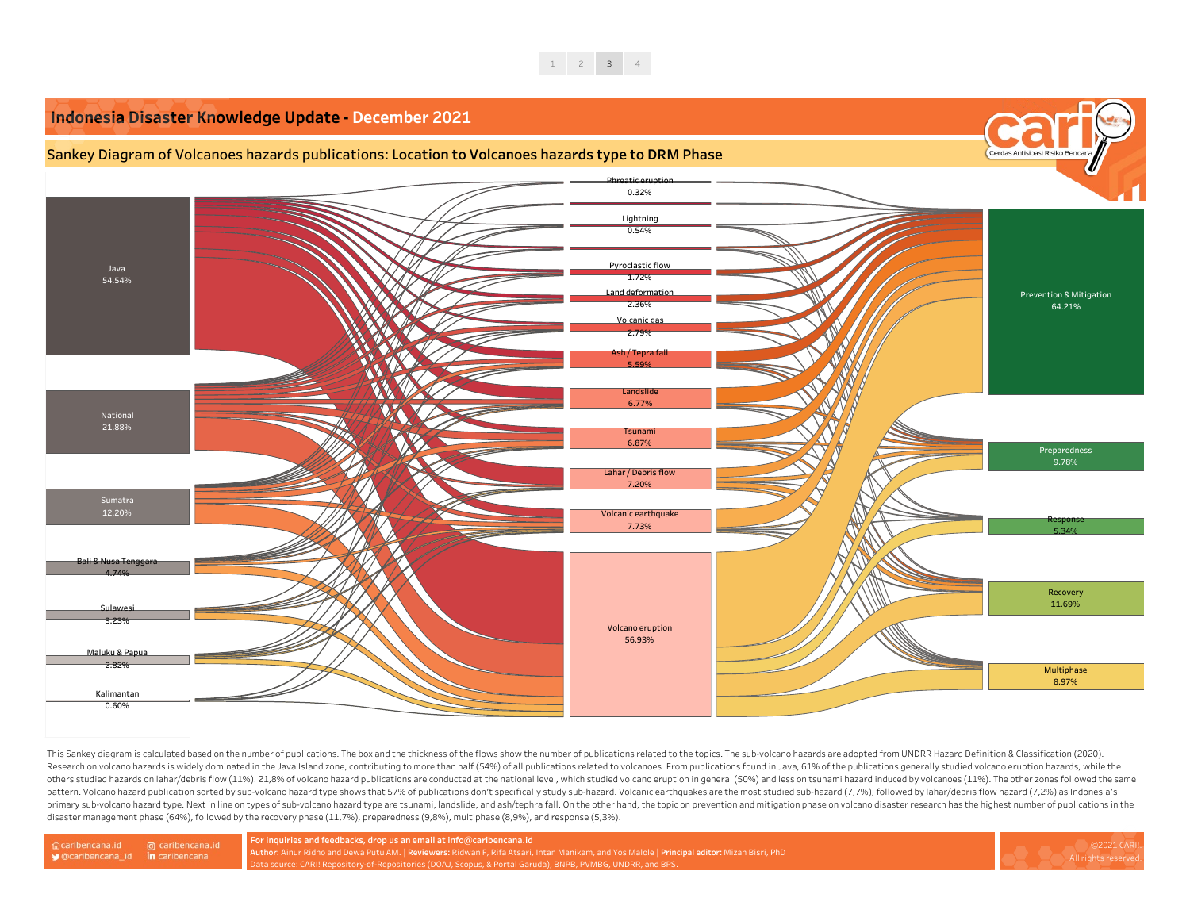# Indonesia Disaster Knowledge Update - December 2021

## Sankey Diagram of Volcanoes hazards publications: Location to Volcanoes hazards type to DRM Phase

**Location**

- Java 54.54%
- National 21.88%
- Sumatra 12.20%
- Bali & Nusa Tenggara 4.74%
- Sulawesi 3.23%
- Maluku & Papua 2.82%
- Kalimantan 0.60%

**Volcanoes hazards type**

- Phreatic eruption 0.32%
- Lightning 0.54%
- Pyroclastic flow 1.72%
- Land deformation 2.36%
- Volcanic gas 2.79%
- Ash / Tepra fall 5.59%
- Landslide 6.77%
- Tsunami 6.87%
- Lahar / Debris flow 7.20%
- Volcanic earthquake 7.73%
- Volcano eruption 56.93%

**DRM Phase**

- Prevention & Mitigation 64.21%
- Preparedness 9.78%
- Response 5.34%
- Recovery 11.69%
- Multiphase 8.97%

This Sankey diagram is calculated based on the number of publications. The box and the thickness of the flows show the number of publications related to the topics. The sub-volcano hazards are adopted from UNDRR Hazard Definition & Classification (2020). Research on volcano hazards is widely dominated in the Java Island zone, contributing to more than half (54%) of all publications related to volcanoes. From publications found in Java, 61% of the publications generally studied volcano eruption hazards, while the others studied hazards on lahar/debris flow (11%). 21,8% of volcano hazard publications are conducted at the national level, which studied volcano eruption in general (50%) and less on tsunami hazard induced by volcanoes (11%). The other zones followed the same pattern. Volcano hazard publication sorted by sub-volcano hazard type shows that 57% of publications don't specifically study sub-hazard. Volcanic earthquakes are the most studied sub-hazard (7,7%), followed by lahar/debris flow hazard (7,2%) as Indonesia's primary sub-volcano hazard type. Next in line on types of sub-volcano hazard type are tsunami, landslide, and ash/tephra fall. On the other hand, the topic on prevention and mitigation phase on volcano disaster research has the highest number of publications in the disaster management phase (64%), followed by the recovery phase (11,7%), preparedness (9,8%), multiphase (8,9%), and response (5,3%).

caribencana.id | @caribencana_id | caribencana.id | caribencana

For inquiries and feedbacks, drop us an email at info@caribencana.id
Author: Ainur Ridho and Dewa Putu AM. | **Reviewers:** Ridwan F, Rifa Atsari, Intan Manikam, and Yos Malole | **Principal editor:** Mizan Bisri, PhD
Data source: CARI! Repository-of-Repositories (DOAJ, Scopus, & Portal Garuda), BNPB, PVMBG, UNDRR, and BPS.

©2021 CARI!. All rights reserved.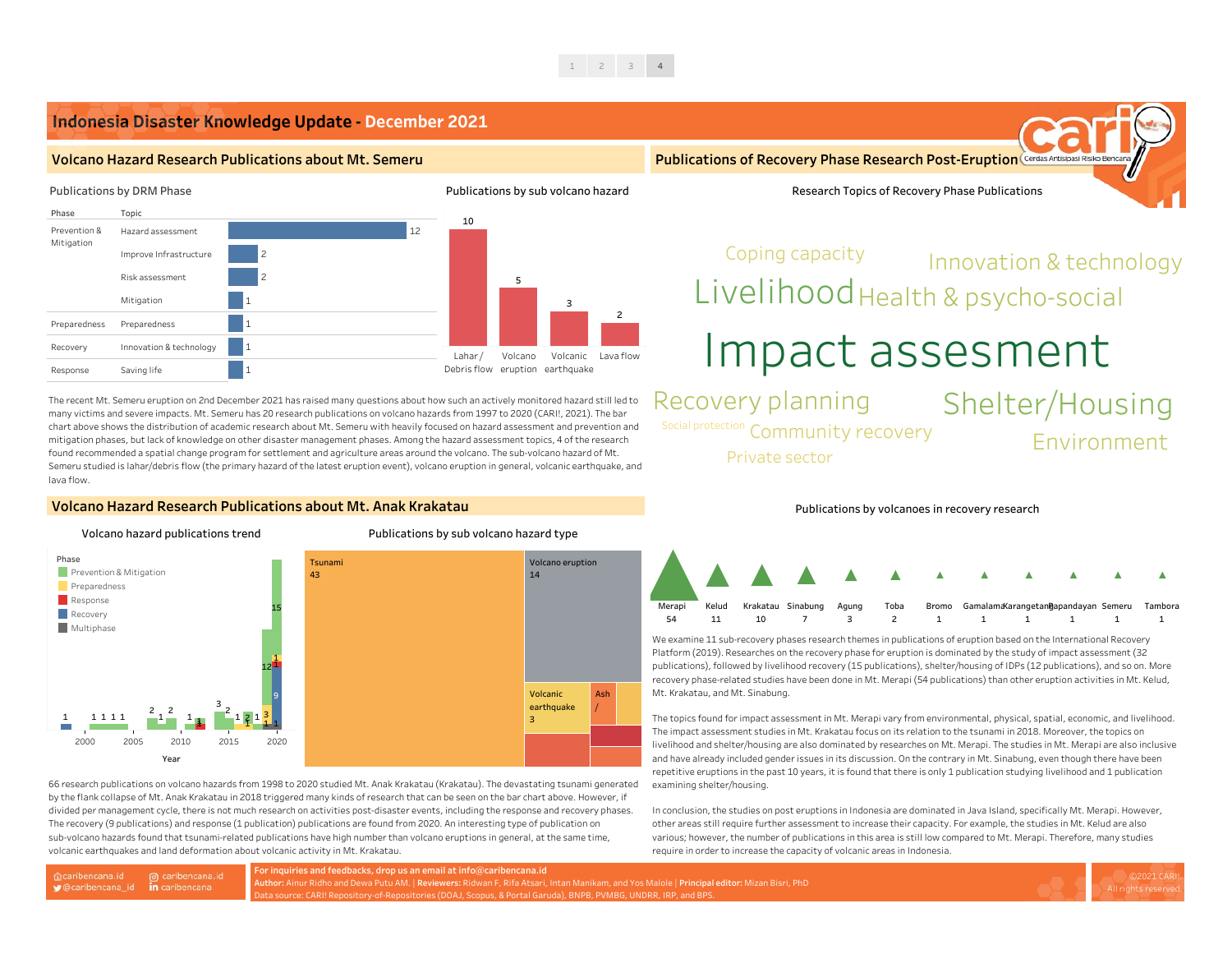# Indonesia Disaster Knowledge Update - December 2021

## Volcano Hazard Research Publications about Mt. Semeru

Publications by DRM Phase

Phase | Topic
Prevention & Mitigation | Hazard assessment 12
Improve Infrastructure 2
Risk assessment 2
Mitigation 1
Preparedness | Preparedness 1
Recovery | Innovation & technology 1
Response | Saving life 1

Publications by sub volcano hazard

Lahar / Debris flow 10
Volcano eruption 5
Volcanic earthquake 3
Lava flow 2

The recent Mt. Semeru eruption on 2nd December 2021 has raised many questions about how such an actively monitored hazard still led to many victims and severe impacts. Mt. Semeru has 20 research publications on volcano hazards from 1997 to 2020 (CARI!, 2021). The bar chart above shows the distribution of academic research about Mt. Semeru with heavily focused on hazard assessment and prevention and mitigation phases, but lack of knowledge on other disaster management phases. Among the hazard assessment topics, 4 of the research found recommended a spatial change program for settlement and agriculture areas around the volcano. The sub-volcano hazard of Mt. Semeru studied is lahar/debris flow (the primary hazard of the latest eruption event), volcano eruption in general, volcanic earthquake, and lava flow.

## Volcano Hazard Research Publications about Mt. Anak Krakatau

Volcano hazard publications trend

Phase: Prevention & Mitigation, Preparedness, Response, Recovery, Multiphase

Year: 2000, 2005, 2010, 2015, 2020

Publications by sub volcano hazard type

Tsunami 43
Volcano eruption 14
Volcanic earthquake 3
Ash /

66 research publications on volcano hazards from 1998 to 2020 studied Mt. Anak Krakatau (Krakatau). The devastating tsunami generated by the flank collapse of Mt. Anak Krakatau in 2018 triggered many kinds of research that can be seen on the bar chart above. However, if divided per management cycle, there is not much research on activities post-disaster events, including the response and recovery phases. The recovery (9 publications) and response (1 publication) publications are found from 2020. An interesting type of publication on sub-volcano hazards found that tsunami-related publications have high number than volcano eruptions in general, at the same time, volcanic earthquakes and land deformation about volcanic activity in Mt. Krakatau.

## Publications of Recovery Phase Research Post-Eruption

Research Topics of Recovery Phase Publications

Coping capacity, Innovation & technology, Livelihood, Health & psycho-social, Impact assessment, Recovery planning, Shelter/Housing, Social protection, Community recovery, Environment, Private sector

Publications by volcanoes in recovery research

Merapi 54, Kelud 11, Krakatau 10, Sinabung 7, Agung 3, Toba 2, Bromo 1, Gamalama 1, Karangetang 1, Papandayan 1, Semeru 1, Tambora 1

We examine 11 sub-recovery phases research themes in publications of eruption based on the International Recovery Platform (2019). Researches on the recovery phase for eruption is dominated by the study of impact assessment (32 publications), followed by livelihood recovery (15 publications), shelter/housing of IDPs (12 publications), and so on. More recovery phase-related studies have been done in Mt. Merapi (54 publications) than other eruption activities in Mt. Kelud, Mt. Krakatau, and Mt. Sinabung.

The topics found for impact assessment in Mt. Merapi vary from environmental, physical, spatial, economic, and livelihood. The impact assessment studies in Mt. Krakatau focus on its relation to the tsunami in 2018. Moreover, the topics on livelihood and shelter/housing are also dominated by researches on Mt. Merapi. The studies in Mt. Merapi are also inclusive and have already included gender issues in its discussion. On the contrary in Mt. Sinabung, even though there have been repetitive eruptions in the past 10 years, it is found that there is only 1 publication studying livelihood and 1 publication examining shelter/housing.

In conclusion, the studies on post eruptions in Indonesia are dominated in Java Island, specifically Mt. Merapi. However, other areas still require further assessment to increase their capacity. For example, the studies in Mt. Kelud are also various; however, the number of publications in this area is still low compared to Mt. Merapi. Therefore, many studies require in order to increase the capacity of volcanic areas in Indonesia.

caribencana.id | @caribencana_id | caribencana.id | caribencana

**For inquiries and feedbacks, drop us an email at info@caribencana.id**
**Author:** Ainur Ridho and Dewa Putu AM. | **Reviewers:** Ridwan F, Rifa Atsari, Intan Manikam, and Yos Malole | **Principal editor:** Mizan Bisri, PhD
Data source: CARI! Repository-of-Repositories (DOAJ, Scopus, & Portal Garuda), BNPB, PVMBG, UNDRR, IRP, and BPS.

©2021 CARI!. All rights reserved.